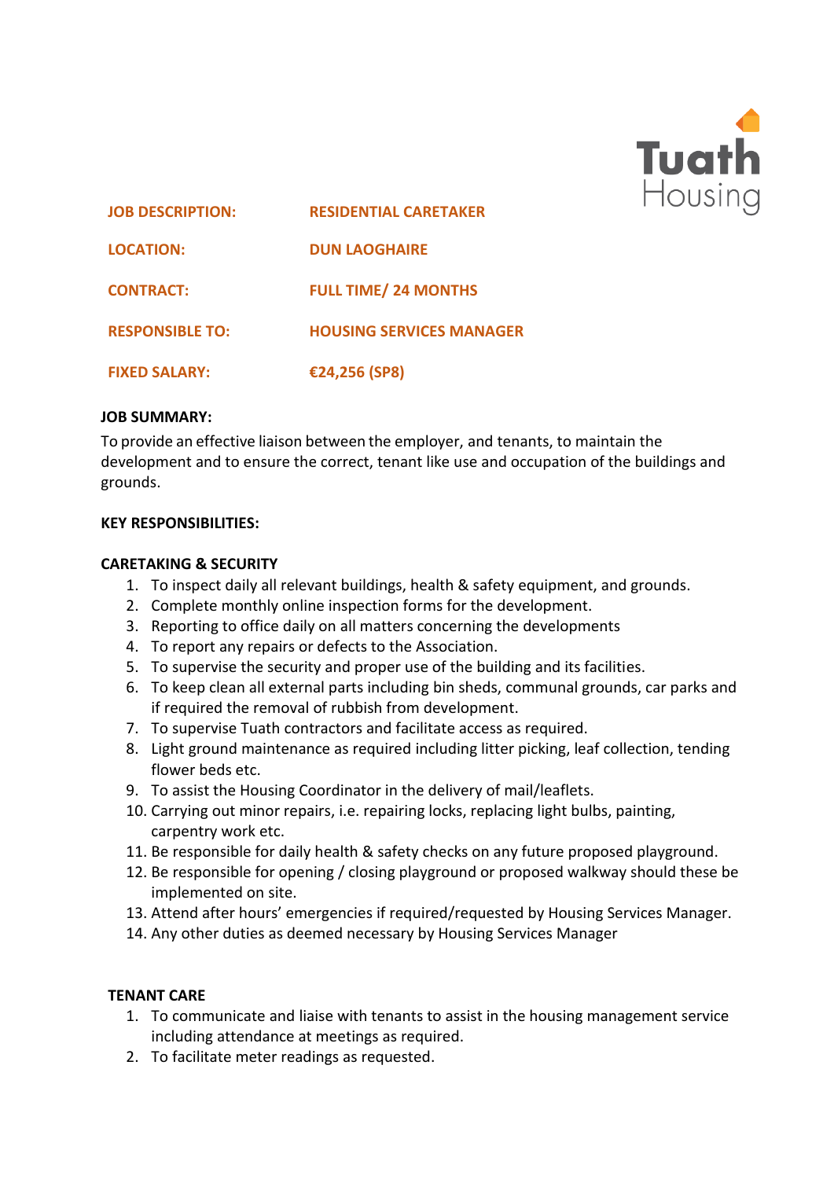Tuath Housing

| | |
|---|---|
| **JOB DESCRIPTION:** | **RESIDENTIAL CARETAKER** |
| **LOCATION:** | **DUN LAOGHAIRE** |
| **CONTRACT:** | **FULL TIME/ 24 MONTHS** |
| **RESPONSIBLE TO:** | **HOUSING SERVICES MANAGER** |
| **FIXED SALARY:** | **€24,256 (SP8)** |

**JOB SUMMARY:**

To provide an effective liaison between the employer, and tenants, to maintain the development and to ensure the correct, tenant like use and occupation of the buildings and grounds.

**KEY RESPONSIBILITIES:**

**CARETAKING & SECURITY**

1. To inspect daily all relevant buildings, health & safety equipment, and grounds.
2. Complete monthly online inspection forms for the development.
3. Reporting to office daily on all matters concerning the developments
4. To report any repairs or defects to the Association.
5. To supervise the security and proper use of the building and its facilities.
6. To keep clean all external parts including bin sheds, communal grounds, car parks and if required the removal of rubbish from development.
7. To supervise Tuath contractors and facilitate access as required.
8. Light ground maintenance as required including litter picking, leaf collection, tending flower beds etc.
9. To assist the Housing Coordinator in the delivery of mail/leaflets.
10. Carrying out minor repairs, i.e. repairing locks, replacing light bulbs, painting, carpentry work etc.
11. Be responsible for daily health & safety checks on any future proposed playground.
12. Be responsible for opening / closing playground or proposed walkway should these be implemented on site.
13. Attend after hours' emergencies if required/requested by Housing Services Manager.
14. Any other duties as deemed necessary by Housing Services Manager

**TENANT CARE**

1. To communicate and liaise with tenants to assist in the housing management service including attendance at meetings as required.
2. To facilitate meter readings as requested.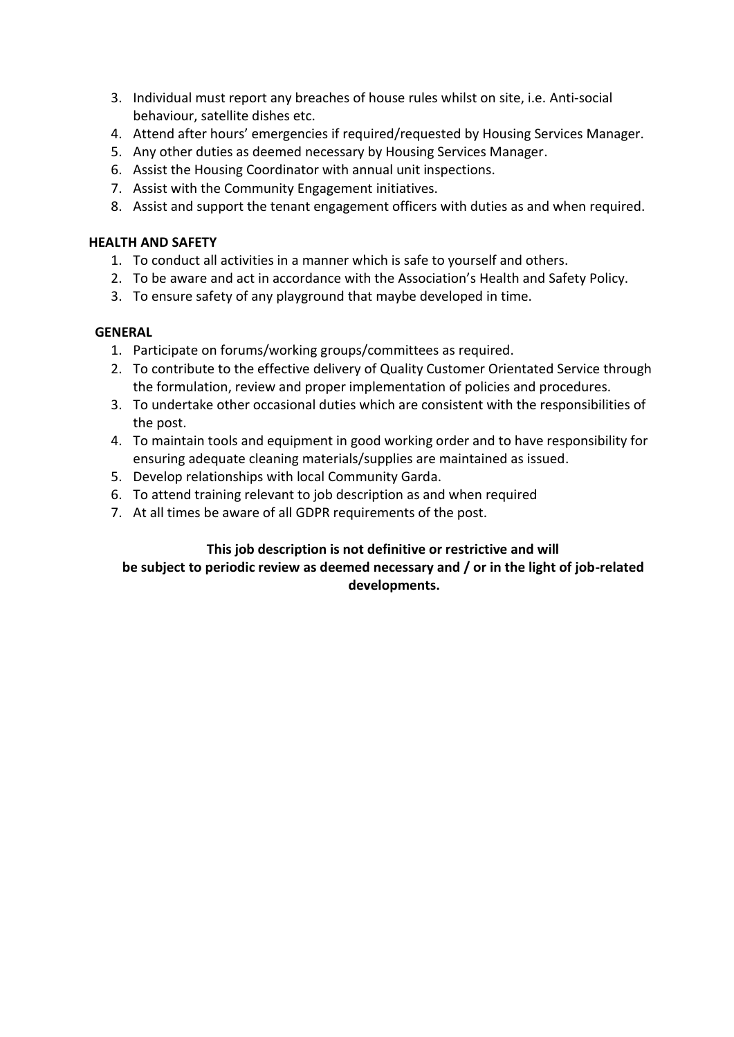3. Individual must report any breaches of house rules whilst on site, i.e. Anti-social behaviour, satellite dishes etc.
4. Attend after hours' emergencies if required/requested by Housing Services Manager.
5. Any other duties as deemed necessary by Housing Services Manager.
6. Assist the Housing Coordinator with annual unit inspections.
7. Assist with the Community Engagement initiatives.
8. Assist and support the tenant engagement officers with duties as and when required.

**HEALTH AND SAFETY**

1. To conduct all activities in a manner which is safe to yourself and others.
2. To be aware and act in accordance with the Association's Health and Safety Policy.
3. To ensure safety of any playground that maybe developed in time.

**GENERAL**

1. Participate on forums/working groups/committees as required.
2. To contribute to the effective delivery of Quality Customer Orientated Service through the formulation, review and proper implementation of policies and procedures.
3. To undertake other occasional duties which are consistent with the responsibilities of the post.
4. To maintain tools and equipment in good working order and to have responsibility for ensuring adequate cleaning materials/supplies are maintained as issued.
5. Develop relationships with local Community Garda.
6. To attend training relevant to job description as and when required
7. At all times be aware of all GDPR requirements of the post.

**This job description is not definitive or restrictive and will be subject to periodic review as deemed necessary and / or in the light of job-related developments.**